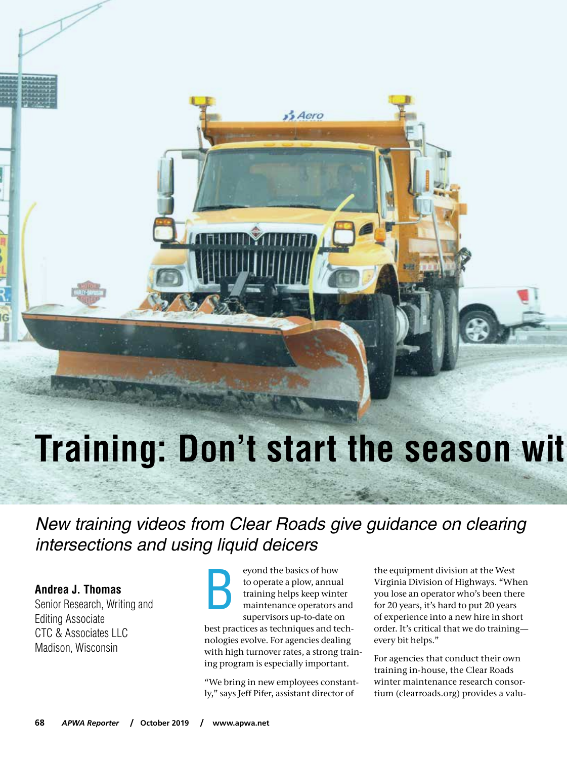# Training: Don't start the season wit

*New training videos from Clear Roads give guidance on clearing intersections and using liquid deicers*

**Andrea J. Thomas**
Senior Research, Writing and Editing Associate
CTC & Associates LLC
Madison, Wisconsin

Beyond the basics of how to operate a plow, annual training helps keep winter maintenance operators and supervisors up-to-date on best practices as techniques and technologies evolve. For agencies dealing with high turnover rates, a strong training program is especially important.

"We bring in new employees constantly," says Jeff Pifer, assistant director of the equipment division at the West Virginia Division of Highways. "When you lose an operator who's been there for 20 years, it's hard to put 20 years of experience into a new hire in short order. It's critical that we do training—every bit helps."

For agencies that conduct their own training in-house, the Clear Roads winter maintenance research consortium (clearroads.org) provides a valu-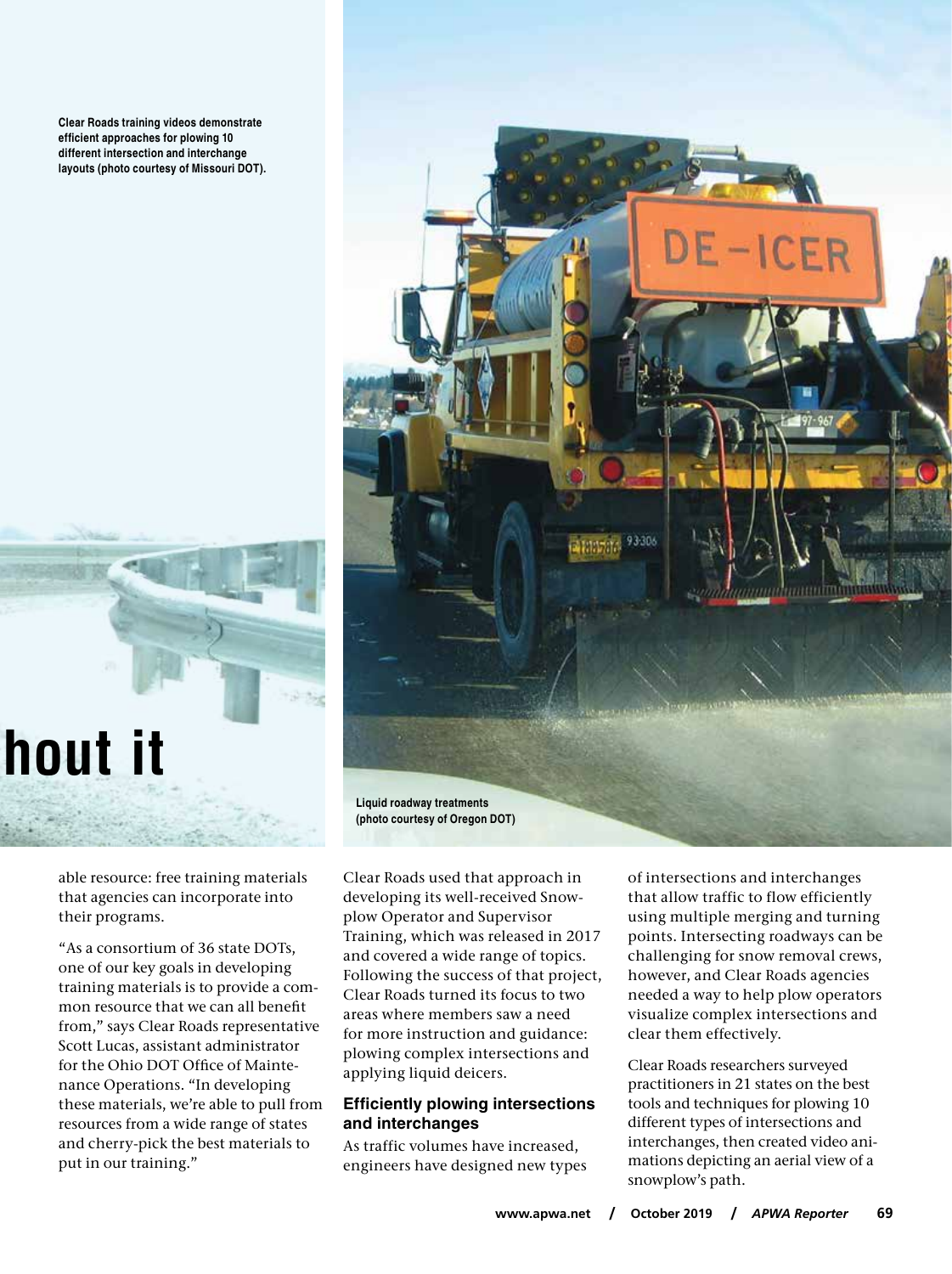Clear Roads training videos demonstrate efficient approaches for plowing 10 different intersection and interchange layouts (photo courtesy of Missouri DOT).

hout it

Liquid roadway treatments (photo courtesy of Oregon DOT)

able resource: free training materials that agencies can incorporate into their programs.

"As a consortium of 36 state DOTs, one of our key goals in developing training materials is to provide a common resource that we can all benefit from," says Clear Roads representative Scott Lucas, assistant administrator for the Ohio DOT Office of Maintenance Operations. "In developing these materials, we're able to pull from resources from a wide range of states and cherry-pick the best materials to put in our training."

Clear Roads used that approach in developing its well-received Snowplow Operator and Supervisor Training, which was released in 2017 and covered a wide range of topics. Following the success of that project, Clear Roads turned its focus to two areas where members saw a need for more instruction and guidance: plowing complex intersections and applying liquid deicers.

## Efficiently plowing intersections and interchanges

As traffic volumes have increased, engineers have designed new types of intersections and interchanges that allow traffic to flow efficiently using multiple merging and turning points. Intersecting roadways can be challenging for snow removal crews, however, and Clear Roads agencies needed a way to help plow operators visualize complex intersections and clear them effectively.

Clear Roads researchers surveyed practitioners in 21 states on the best tools and techniques for plowing 10 different types of intersections and interchanges, then created video animations depicting an aerial view of a snowplow's path.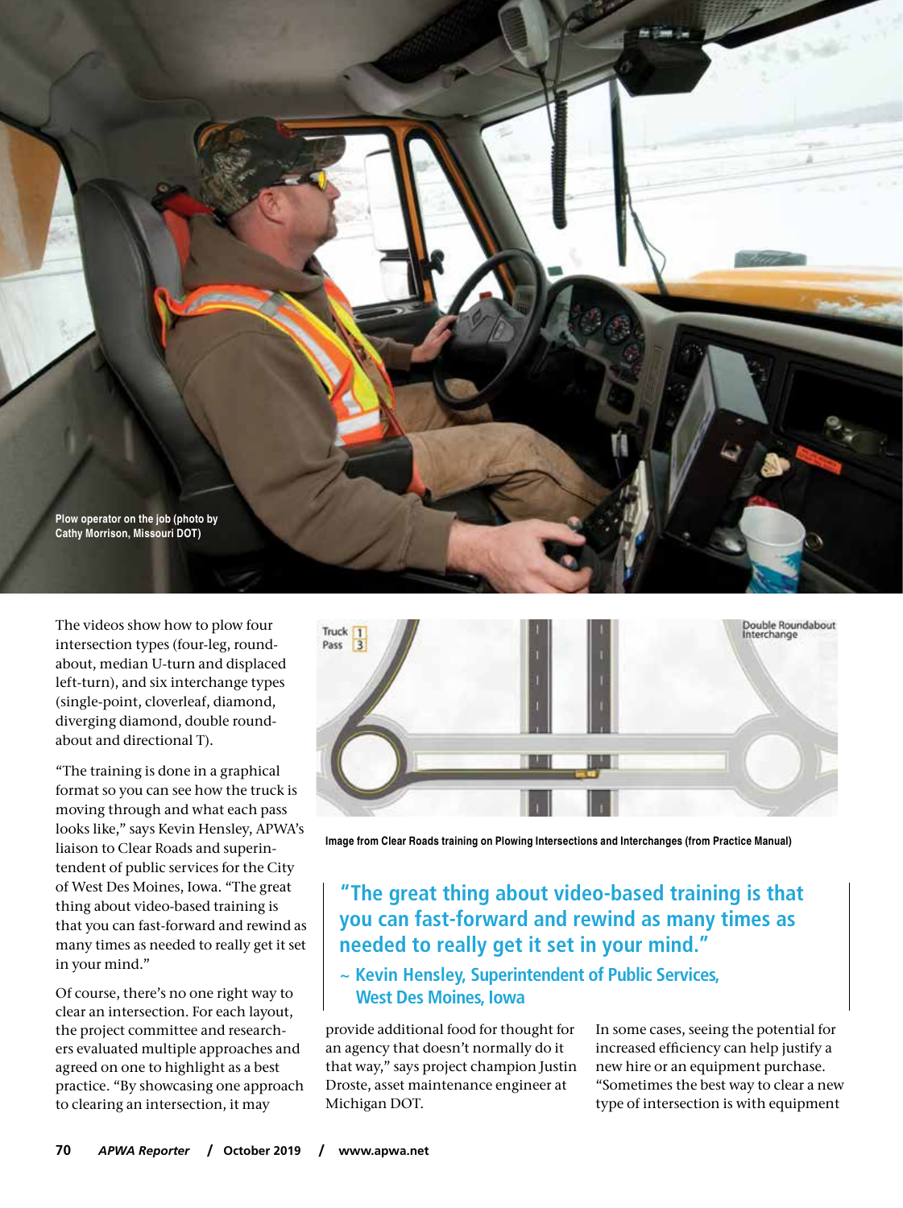Plow operator on the job (photo by Cathy Morrison, Missouri DOT)

The videos show how to plow four intersection types (four-leg, roundabout, median U-turn and displaced left-turn), and six interchange types (single-point, cloverleaf, diamond, diverging diamond, double roundabout and directional T).

"The training is done in a graphical format so you can see how the truck is moving through and what each pass looks like," says Kevin Hensley, APWA's liaison to Clear Roads and superintendent of public services for the City of West Des Moines, Iowa. "The great thing about video-based training is that you can fast-forward and rewind as many times as needed to really get it set in your mind."

Of course, there's no one right way to clear an intersection. For each layout, the project committee and researchers evaluated multiple approaches and agreed on one to highlight as a best practice. "By showcasing one approach to clearing an intersection, it may provide additional food for thought for an agency that doesn't normally do it that way," says project champion Justin Droste, asset maintenance engineer at Michigan DOT.

Image from Clear Roads training on Plowing Intersections and Interchanges (from Practice Manual)

> **"The great thing about video-based training is that you can fast-forward and rewind as many times as needed to really get it set in your mind."**
>
> **~ Kevin Hensley, Superintendent of Public Services, West Des Moines, Iowa**

In some cases, seeing the potential for increased efficiency can help justify a new hire or an equipment purchase. "Sometimes the best way to clear a new type of intersection is with equipment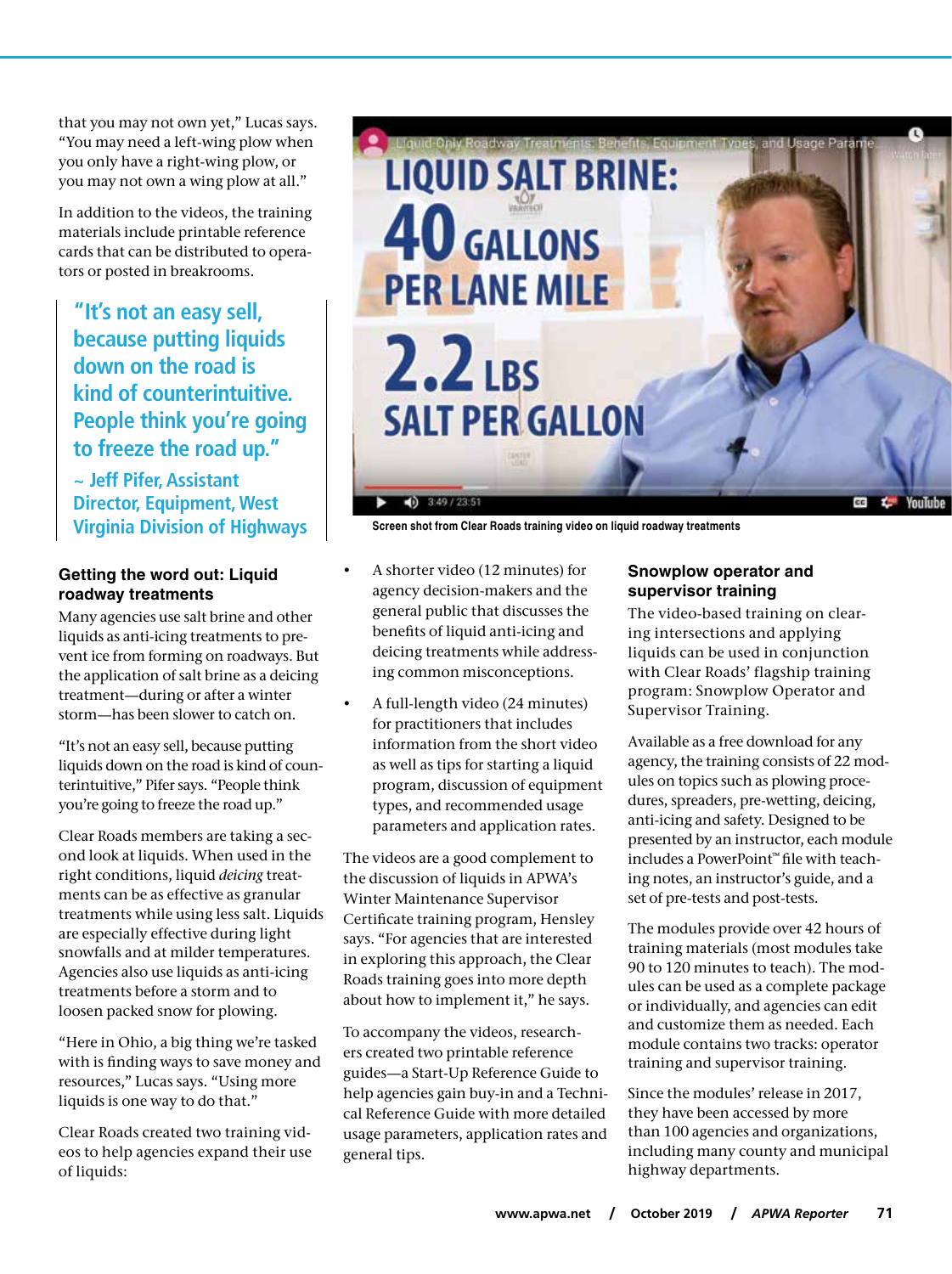that you may not own yet," Lucas says. "You may need a left-wing plow when you only have a right-wing plow, or you may not own a wing plow at all."

In addition to the videos, the training materials include printable reference cards that can be distributed to operators or posted in breakrooms.

> **"It's not an easy sell, because putting liquids down on the road is kind of counterintuitive. People think you're going to freeze the road up."**
>
> ~ Jeff Pifer, Assistant Director, Equipment, West Virginia Division of Highways

Screen shot from Clear Roads training video on liquid roadway treatments

### Getting the word out: Liquid roadway treatments

Many agencies use salt brine and other liquids as anti-icing treatments to prevent ice from forming on roadways. But the application of salt brine as a deicing treatment—during or after a winter storm—has been slower to catch on.

"It's not an easy sell, because putting liquids down on the road is kind of counterintuitive," Pifer says. "People think you're going to freeze the road up."

Clear Roads members are taking a second look at liquids. When used in the right conditions, liquid *deicing* treatments can be as effective as granular treatments while using less salt. Liquids are especially effective during light snowfalls and at milder temperatures. Agencies also use liquids as anti-icing treatments before a storm and to loosen packed snow for plowing.

"Here in Ohio, a big thing we're tasked with is finding ways to save money and resources," Lucas says. "Using more liquids is one way to do that."

Clear Roads created two training videos to help agencies expand their use of liquids:

- A shorter video (12 minutes) for agency decision-makers and the general public that discusses the benefits of liquid anti-icing and deicing treatments while addressing common misconceptions.
- A full-length video (24 minutes) for practitioners that includes information from the short video as well as tips for starting a liquid program, discussion of equipment types, and recommended usage parameters and application rates.

The videos are a good complement to the discussion of liquids in APWA's Winter Maintenance Supervisor Certificate training program, Hensley says. "For agencies that are interested in exploring this approach, the Clear Roads training goes into more depth about how to implement it," he says.

To accompany the videos, researchers created two printable reference guides—a Start-Up Reference Guide to help agencies gain buy-in and a Technical Reference Guide with more detailed usage parameters, application rates and general tips.

### Snowplow operator and supervisor training

The video-based training on clearing intersections and applying liquids can be used in conjunction with Clear Roads' flagship training program: Snowplow Operator and Supervisor Training.

Available as a free download for any agency, the training consists of 22 modules on topics such as plowing procedures, spreaders, pre-wetting, deicing, anti-icing and safety. Designed to be presented by an instructor, each module includes a PowerPoint™ file with teaching notes, an instructor's guide, and a set of pre-tests and post-tests.

The modules provide over 42 hours of training materials (most modules take 90 to 120 minutes to teach). The modules can be used as a complete package or individually, and agencies can edit and customize them as needed. Each module contains two tracks: operator training and supervisor training.

Since the modules' release in 2017, they have been accessed by more than 100 agencies and organizations, including many county and municipal highway departments.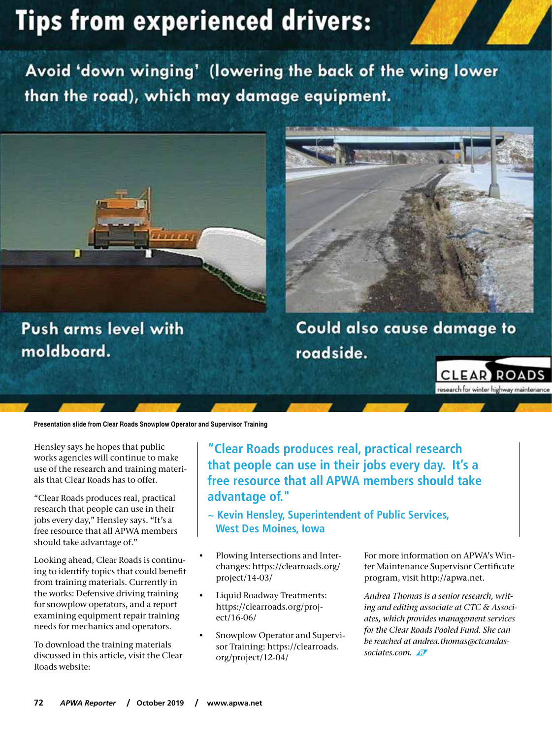## Tips from experienced drivers:

Avoid 'down winging' (lowering the back of the wing lower than the road), which may damage equipment.

Push arms level with moldboard.

Could also cause damage to roadside.

CLEAR ROADS research for winter highway maintenance

Presentation slide from Clear Roads Snowplow Operator and Supervisor Training

Hensley says he hopes that public works agencies will continue to make use of the research and training materials that Clear Roads has to offer.

"Clear Roads produces real, practical research that people can use in their jobs every day," Hensley says. "It's a free resource that all APWA members should take advantage of."

Looking ahead, Clear Roads is continuing to identify topics that could benefit from training materials. Currently in the works: Defensive driving training for snowplow operators, and a report examining equipment repair training needs for mechanics and operators.

To download the training materials discussed in this article, visit the Clear Roads website:

> **"Clear Roads produces real, practical research that people can use in their jobs every day. It's a free resource that all APWA members should take advantage of."**
>
> **~ Kevin Hensley, Superintendent of Public Services, West Des Moines, Iowa**

- Plowing Intersections and Interchanges: https://clearroads.org/project/14-03/
- Liquid Roadway Treatments: https://clearroads.org/project/16-06/
- Snowplow Operator and Supervisor Training: https://clearroads.org/project/12-04/

For more information on APWA's Winter Maintenance Supervisor Certificate program, visit http://apwa.net.

*Andrea Thomas is a senior research, writing and editing associate at CTC & Associates, which provides management services for the Clear Roads Pooled Fund. She can be reached at andrea.thomas@ctcandassociates.com.*